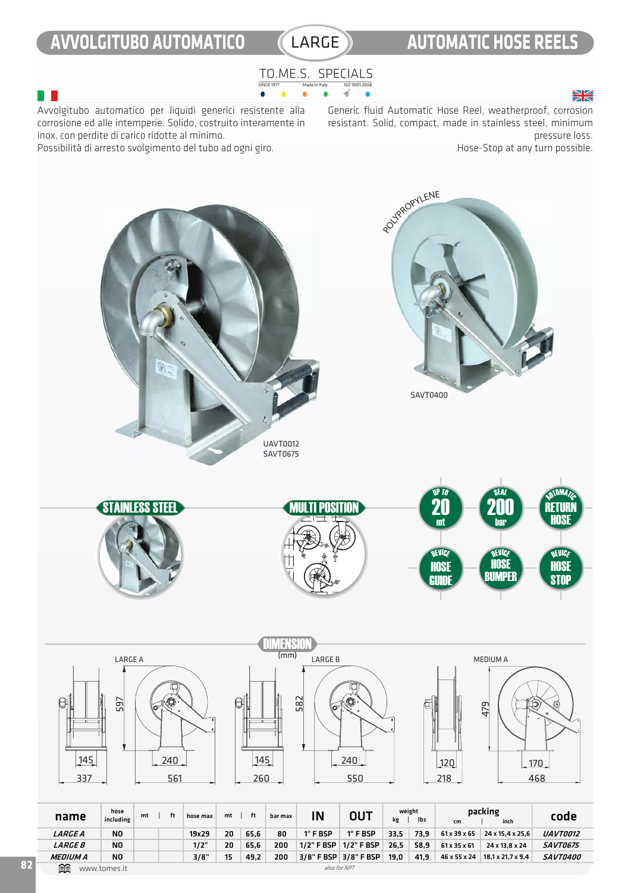# AVVOLGITUBO AUTOMATICO — LARGE — AUTOMATIC HOSE REELS

TO.ME.S. SPECIALS
SINCE 1977 · Made in Italy · ISO 9001:2008

Avvolgitubo automatico per liquidi generici resistente alla corrosione ed alle intemperie. Solido, costruito interamente in inox, con perdite di carico ridotte al minimo.
Possibilità di arresto svolgimento del tubo ad ogni giro.

Generic fluid Automatic Hose Reel, weatherproof, corrosion resistant. Solid, compact, made in stainless steel, minimum pressure loss.
Hose-Stop at any turn possible.

POLYPROPYLENE

SAVT0400

UAVT0012
SAVT0675

STAINLESS STEEL

MULTI POSITION

UP TO 20 mt

SEAL 200 bar

AUTOMATIC RETURN HOSE

DEVICE HOSE GUIDE

DEVICE HOSE BUMPER

DEVICE HOSE STOP

## DIMENSION (mm)

LARGE A: 597, 145, 337, 240, 561

LARGE B: 582, 145, 260, 240, 550

MEDIUM A: 479, 120, 218, 170, 468

| name | hose including | mt | ft | hose max | mt | ft | bar max | IN | OUT | weight kg | weight lbs | packing cm | packing inch | code |
|---|---|---|---|---|---|---|---|---|---|---|---|---|---|---|
| *LARGE A* | NO | | | 19x29 | 20 | 65,6 | 80 | 1" F BSP | 1" F BSP | 33,5 | 73,9 | 61 x 39 x 65 | 24 x 15,4 x 25,6 | *UAVT0012* |
| *LARGE B* | NO | | | 1/2" | 20 | 65,6 | 200 | 1/2" F BSP | 1/2" F BSP | 26,5 | 58,9 | 61 x 35 x 61 | 24 x 13,8 x 24 | *SAVT0675* |
| *MEDIUM A* | NO | | | 3/8" | 15 | 49,2 | 200 | 3/8" F BSP | 3/8" F BSP | 19,0 | 41,9 | 46 x 55 x 24 | 18,1 x 21,7 x 9,4 | *SAVT0400* |

*also for NPT*

www.tomes.it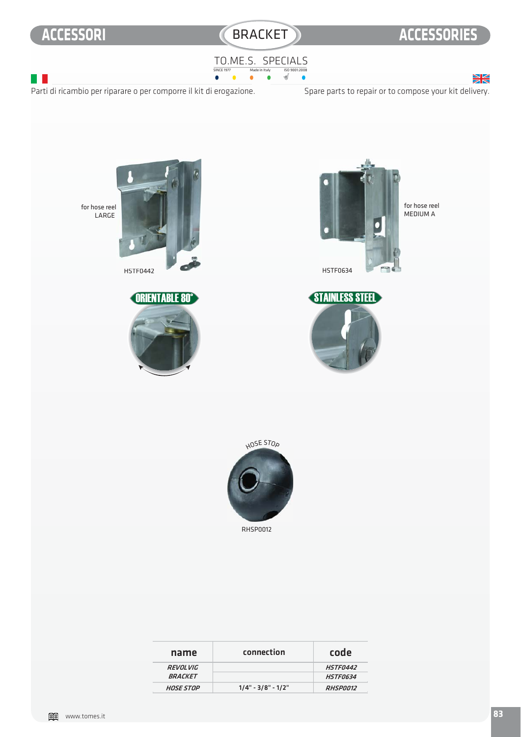# ACCESSORI — BRACKET — ACCESSORIES

TO.ME.S. SPECIALS

Parti di ricambio per riparare o per comporre il kit di erogazione.

Spare parts to repair or to compose your kit delivery.

for hose reel LARGE

HSTF0442

for hose reel MEDIUM A

HSTF0634

ORIENTABLE 80°

STAINLESS STEEL

HOSE STOP

RHSP0012

| name | connection | code |
|---|---|---|
| *REVOLVIG BRACKET* | | *HSTF0442* |
| | | *HSTF0634* |
| *HOSE STOP* | 1/4" - 3/8" - 1/2" | *RHSP0012* |

www.tomes.it